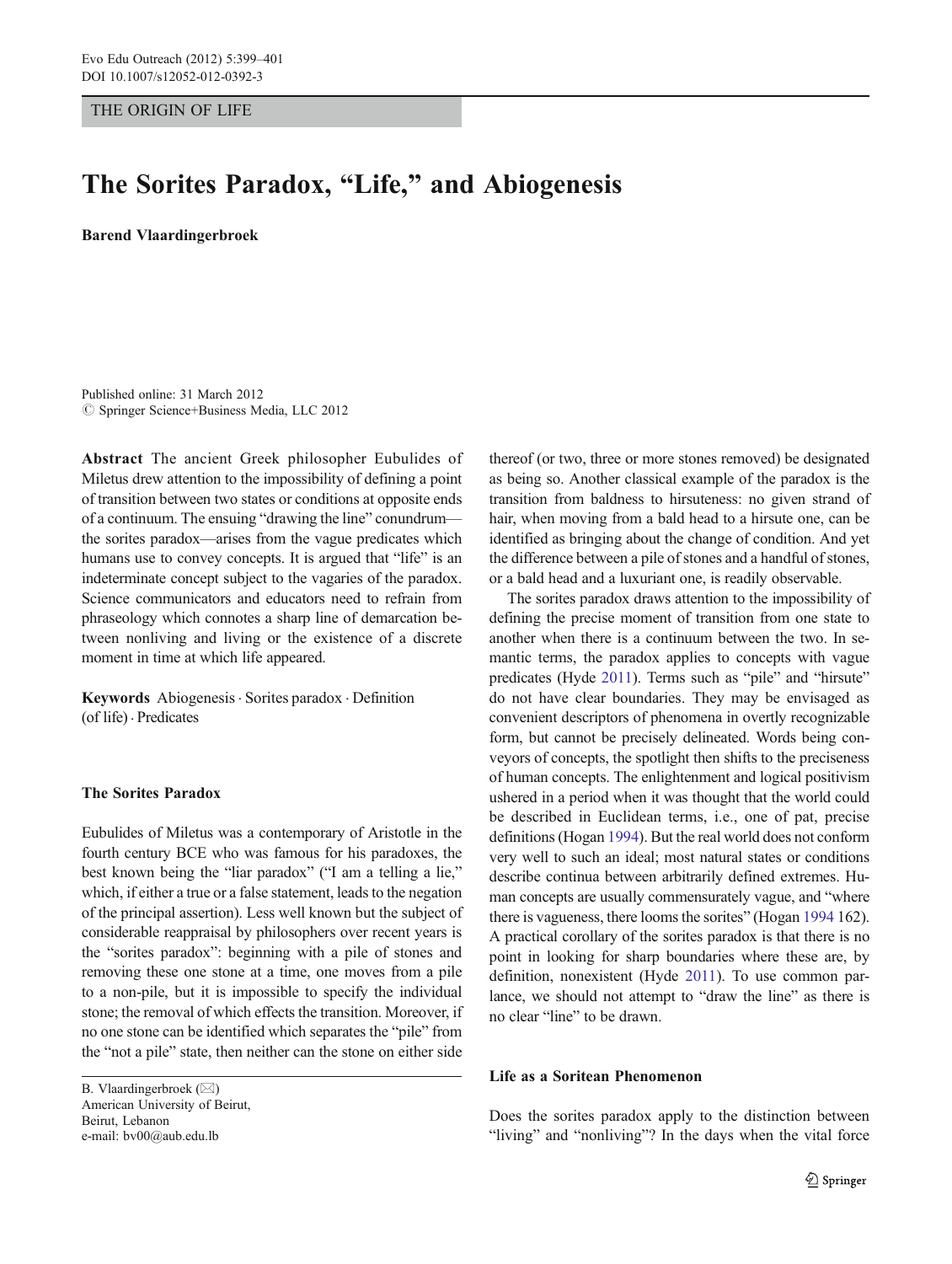THE ORIGIN OF LIFE

# The Sorites Paradox, "Life," and Abiogenesis

**Barend Vlaardingerbroek**

Published online: 31 March 2012
© Springer Science+Business Media, LLC 2012

**Abstract** The ancient Greek philosopher Eubulides of Miletus drew attention to the impossibility of defining a point of transition between two states or conditions at opposite ends of a continuum. The ensuing "drawing the line" conundrum—the sorites paradox—arises from the vague predicates which humans use to convey concepts. It is argued that "life" is an indeterminate concept subject to the vagaries of the paradox. Science communicators and educators need to refrain from phraseology which connotes a sharp line of demarcation between nonliving and living or the existence of a discrete moment in time at which life appeared.

**Keywords** Abiogenesis · Sorites paradox · Definition (of life) · Predicates

B. Vlaardingerbroek (✉)
American University of Beirut,
Beirut, Lebanon
e-mail: bv00@aub.edu.lb

## The Sorites Paradox

Eubulides of Miletus was a contemporary of Aristotle in the fourth century BCE who was famous for his paradoxes, the best known being the "liar paradox" ("I am a telling a lie," which, if either a true or a false statement, leads to the negation of the principal assertion). Less well known but the subject of considerable reappraisal by philosophers over recent years is the "sorites paradox": beginning with a pile of stones and removing these one stone at a time, one moves from a pile to a non-pile, but it is impossible to specify the individual stone; the removal of which effects the transition. Moreover, if no one stone can be identified which separates the "pile" from the "not a pile" state, then neither can the stone on either side thereof (or two, three or more stones removed) be designated as being so. Another classical example of the paradox is the transition from baldness to hirsuteness: no given strand of hair, when moving from a bald head to a hirsute one, can be identified as bringing about the change of condition. And yet the difference between a pile of stones and a handful of stones, or a bald head and a luxuriant one, is readily observable.

The sorites paradox draws attention to the impossibility of defining the precise moment of transition from one state to another when there is a continuum between the two. In semantic terms, the paradox applies to concepts with vague predicates (Hyde 2011). Terms such as "pile" and "hirsute" do not have clear boundaries. They may be envisaged as convenient descriptors of phenomena in overtly recognizable form, but cannot be precisely delineated. Words being conveyors of concepts, the spotlight then shifts to the preciseness of human concepts. The enlightenment and logical positivism ushered in a period when it was thought that the world could be described in Euclidean terms, i.e., one of pat, precise definitions (Hogan 1994). But the real world does not conform very well to such an ideal; most natural states or conditions describe continua between arbitrarily defined extremes. Human concepts are usually commensurately vague, and "where there is vagueness, there looms the sorites" (Hogan 1994 162). A practical corollary of the sorites paradox is that there is no point in looking for sharp boundaries where these are, by definition, nonexistent (Hyde 2011). To use common parlance, we should not attempt to "draw the line" as there is no clear "line" to be drawn.

## Life as a Soritean Phenomenon

Does the sorites paradox apply to the distinction between "living" and "nonliving"? In the days when the vital force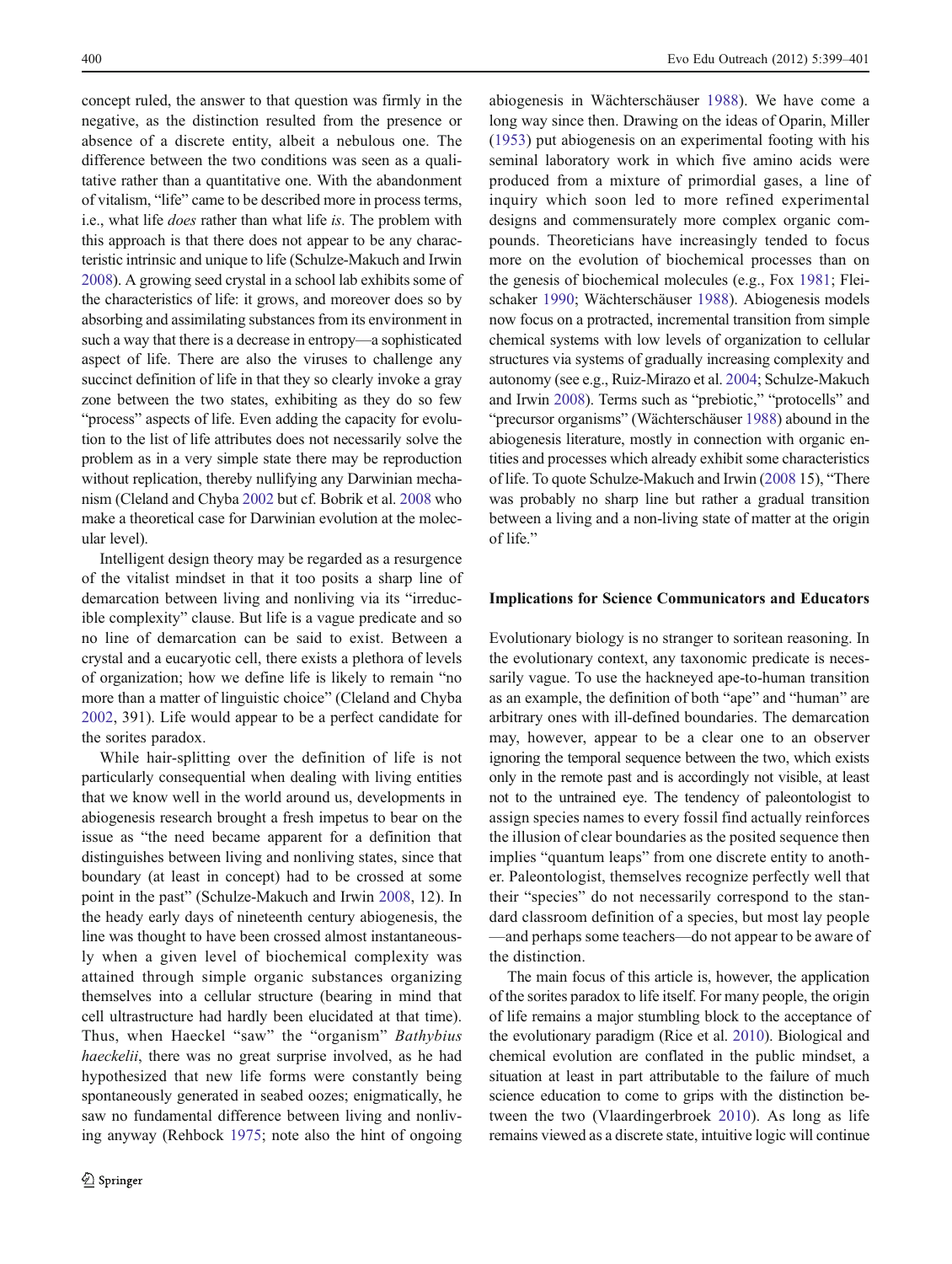concept ruled, the answer to that question was firmly in the negative, as the distinction resulted from the presence or absence of a discrete entity, albeit a nebulous one. The difference between the two conditions was seen as a qualitative rather than a quantitative one. With the abandonment of vitalism, "life" came to be described more in process terms, i.e., what life *does* rather than what life *is*. The problem with this approach is that there does not appear to be any characteristic intrinsic and unique to life (Schulze-Makuch and Irwin 2008). A growing seed crystal in a school lab exhibits some of the characteristics of life: it grows, and moreover does so by absorbing and assimilating substances from its environment in such a way that there is a decrease in entropy—a sophisticated aspect of life. There are also the viruses to challenge any succinct definition of life in that they so clearly invoke a gray zone between the two states, exhibiting as they do so few "process" aspects of life. Even adding the capacity for evolution to the list of life attributes does not necessarily solve the problem as in a very simple state there may be reproduction without replication, thereby nullifying any Darwinian mechanism (Cleland and Chyba 2002 but cf. Bobrik et al. 2008 who make a theoretical case for Darwinian evolution at the molecular level).

Intelligent design theory may be regarded as a resurgence of the vitalist mindset in that it too posits a sharp line of demarcation between living and nonliving via its "irreducible complexity" clause. But life is a vague predicate and so no line of demarcation can be said to exist. Between a crystal and a eucaryotic cell, there exists a plethora of levels of organization; how we define life is likely to remain "no more than a matter of linguistic choice" (Cleland and Chyba 2002, 391). Life would appear to be a perfect candidate for the sorites paradox.

While hair-splitting over the definition of life is not particularly consequential when dealing with living entities that we know well in the world around us, developments in abiogenesis research brought a fresh impetus to bear on the issue as "the need became apparent for a definition that distinguishes between living and nonliving states, since that boundary (at least in concept) had to be crossed at some point in the past" (Schulze-Makuch and Irwin 2008, 12). In the heady early days of nineteenth century abiogenesis, the line was thought to have been crossed almost instantaneously when a given level of biochemical complexity was attained through simple organic substances organizing themselves into a cellular structure (bearing in mind that cell ultrastructure had hardly been elucidated at that time). Thus, when Haeckel "saw" the "organism" *Bathybius haeckelii*, there was no great surprise involved, as he had hypothesized that new life forms were constantly being spontaneously generated in seabed oozes; enigmatically, he saw no fundamental difference between living and nonliving anyway (Rehbock 1975; note also the hint of ongoing abiogenesis in Wächterschäuser 1988). We have come a long way since then. Drawing on the ideas of Oparin, Miller (1953) put abiogenesis on an experimental footing with his seminal laboratory work in which five amino acids were produced from a mixture of primordial gases, a line of inquiry which soon led to more refined experimental designs and commensurately more complex organic compounds. Theoreticians have increasingly tended to focus more on the evolution of biochemical processes than on the genesis of biochemical molecules (e.g., Fox 1981; Fleischaker 1990; Wächterschäuser 1988). Abiogenesis models now focus on a protracted, incremental transition from simple chemical systems with low levels of organization to cellular structures via systems of gradually increasing complexity and autonomy (see e.g., Ruiz-Mirazo et al. 2004; Schulze-Makuch and Irwin 2008). Terms such as "prebiotic," "protocells" and "precursor organisms" (Wächterschäuser 1988) abound in the abiogenesis literature, mostly in connection with organic entities and processes which already exhibit some characteristics of life. To quote Schulze-Makuch and Irwin (2008 15), "There was probably no sharp line but rather a gradual transition between a living and a non-living state of matter at the origin of life."

## Implications for Science Communicators and Educators

Evolutionary biology is no stranger to soritean reasoning. In the evolutionary context, any taxonomic predicate is necessarily vague. To use the hackneyed ape-to-human transition as an example, the definition of both "ape" and "human" are arbitrary ones with ill-defined boundaries. The demarcation may, however, appear to be a clear one to an observer ignoring the temporal sequence between the two, which exists only in the remote past and is accordingly not visible, at least not to the untrained eye. The tendency of paleontologist to assign species names to every fossil find actually reinforces the illusion of clear boundaries as the posited sequence then implies "quantum leaps" from one discrete entity to another. Paleontologist, themselves recognize perfectly well that their "species" do not necessarily correspond to the standard classroom definition of a species, but most lay people —and perhaps some teachers—do not appear to be aware of the distinction.

The main focus of this article is, however, the application of the sorites paradox to life itself. For many people, the origin of life remains a major stumbling block to the acceptance of the evolutionary paradigm (Rice et al. 2010). Biological and chemical evolution are conflated in the public mindset, a situation at least in part attributable to the failure of much science education to come to grips with the distinction between the two (Vlaardingerbroek 2010). As long as life remains viewed as a discrete state, intuitive logic will continue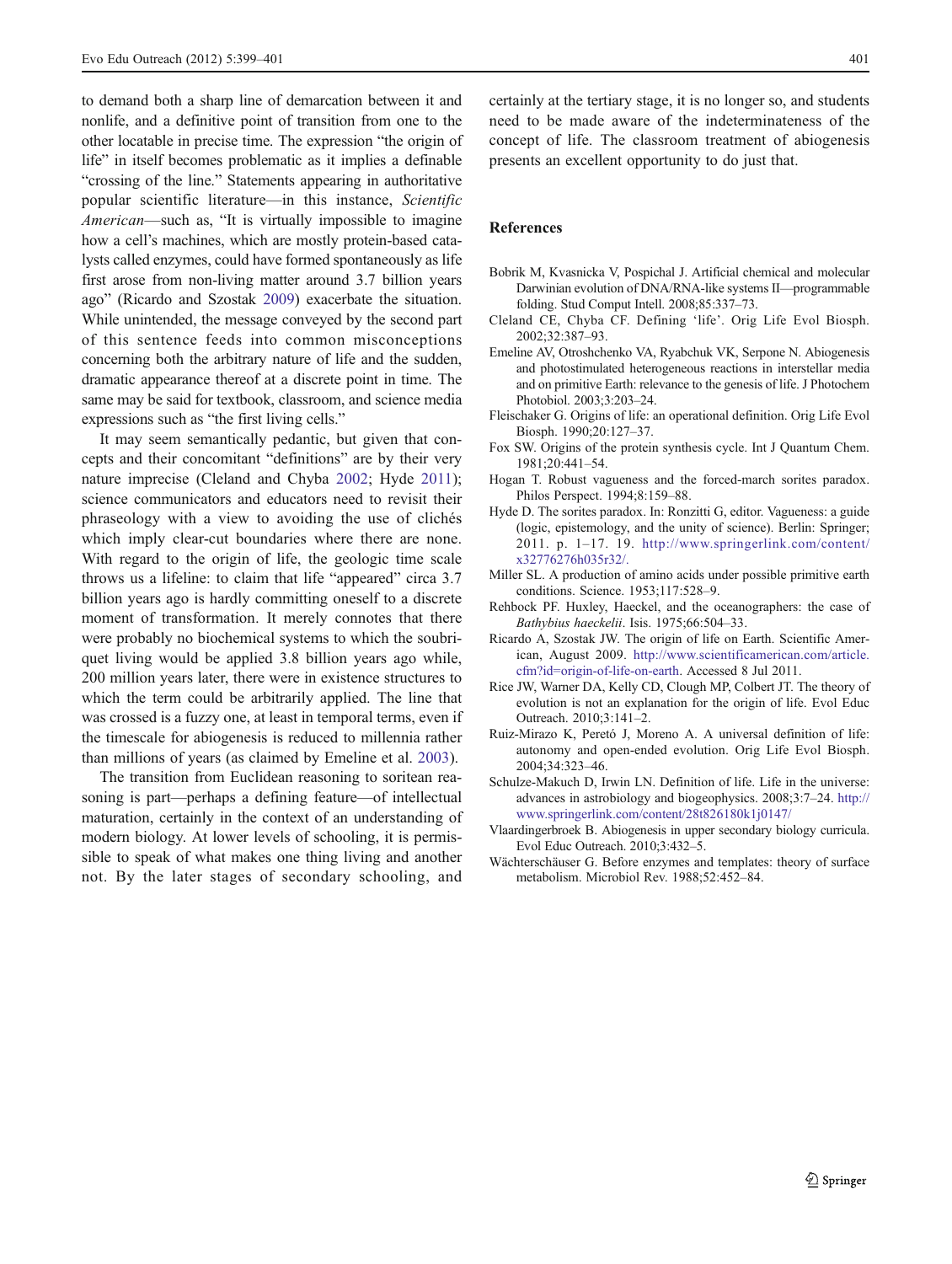to demand both a sharp line of demarcation between it and nonlife, and a definitive point of transition from one to the other locatable in precise time. The expression "the origin of life" in itself becomes problematic as it implies a definable "crossing of the line." Statements appearing in authoritative popular scientific literature—in this instance, *Scientific American*—such as, "It is virtually impossible to imagine how a cell's machines, which are mostly protein-based catalysts called enzymes, could have formed spontaneously as life first arose from non-living matter around 3.7 billion years ago" (Ricardo and Szostak 2009) exacerbate the situation. While unintended, the message conveyed by the second part of this sentence feeds into common misconceptions concerning both the arbitrary nature of life and the sudden, dramatic appearance thereof at a discrete point in time. The same may be said for textbook, classroom, and science media expressions such as "the first living cells."

It may seem semantically pedantic, but given that concepts and their concomitant "definitions" are by their very nature imprecise (Cleland and Chyba 2002; Hyde 2011); science communicators and educators need to revisit their phraseology with a view to avoiding the use of clichés which imply clear-cut boundaries where there are none. With regard to the origin of life, the geologic time scale throws us a lifeline: to claim that life "appeared" circa 3.7 billion years ago is hardly committing oneself to a discrete moment of transformation. It merely connotes that there were probably no biochemical systems to which the soubriquet living would be applied 3.8 billion years ago while, 200 million years later, there were in existence structures to which the term could be arbitrarily applied. The line that was crossed is a fuzzy one, at least in temporal terms, even if the timescale for abiogenesis is reduced to millennia rather than millions of years (as claimed by Emeline et al. 2003).

The transition from Euclidean reasoning to soritean reasoning is part—perhaps a defining feature—of intellectual maturation, certainly in the context of an understanding of modern biology. At lower levels of schooling, it is permissible to speak of what makes one thing living and another not. By the later stages of secondary schooling, and certainly at the tertiary stage, it is no longer so, and students need to be made aware of the indeterminateness of the concept of life. The classroom treatment of abiogenesis presents an excellent opportunity to do just that.

## References

Bobrik M, Kvasnicka V, Pospichal J. Artificial chemical and molecular Darwinian evolution of DNA/RNA-like systems II—programmable folding. Stud Comput Intell. 2008;85:337–73.

Cleland CE, Chyba CF. Defining 'life'. Orig Life Evol Biosph. 2002;32:387–93.

Emeline AV, Otroshchenko VA, Ryabchuk VK, Serpone N. Abiogenesis and photostimulated heterogeneous reactions in interstellar media and on primitive Earth: relevance to the genesis of life. J Photochem Photobiol. 2003;3:203–24.

Fleischaker G. Origins of life: an operational definition. Orig Life Evol Biosph. 1990;20:127–37.

Fox SW. Origins of the protein synthesis cycle. Int J Quantum Chem. 1981;20:441–54.

Hogan T. Robust vagueness and the forced-march sorites paradox. Philos Perspect. 1994;8:159–88.

Hyde D. The sorites paradox. In: Ronzitti G, editor. Vagueness: a guide (logic, epistemology, and the unity of science). Berlin: Springer; 2011. p. 1–17. 19. http://www.springerlink.com/content/x32776276h035r32/.

Miller SL. A production of amino acids under possible primitive earth conditions. Science. 1953;117:528–9.

Rehbock PF. Huxley, Haeckel, and the oceanographers: the case of *Bathybius haeckelii*. Isis. 1975;66:504–33.

Ricardo A, Szostak JW. The origin of life on Earth. Scientific American, August 2009. http://www.scientificamerican.com/article.cfm?id=origin-of-life-on-earth. Accessed 8 Jul 2011.

Rice JW, Warner DA, Kelly CD, Clough MP, Colbert JT. The theory of evolution is not an explanation for the origin of life. Evol Educ Outreach. 2010;3:141–2.

Ruiz-Mirazo K, Peretó J, Moreno A. A universal definition of life: autonomy and open-ended evolution. Orig Life Evol Biosph. 2004;34:323–46.

Schulze-Makuch D, Irwin LN. Definition of life. Life in the universe: advances in astrobiology and biogeophysics. 2008;3:7–24. http://www.springerlink.com/content/28t826180k1j0147/

Vlaardingerbroek B. Abiogenesis in upper secondary biology curricula. Evol Educ Outreach. 2010;3:432–5.

Wächterschäuser G. Before enzymes and templates: theory of surface metabolism. Microbiol Rev. 1988;52:452–84.